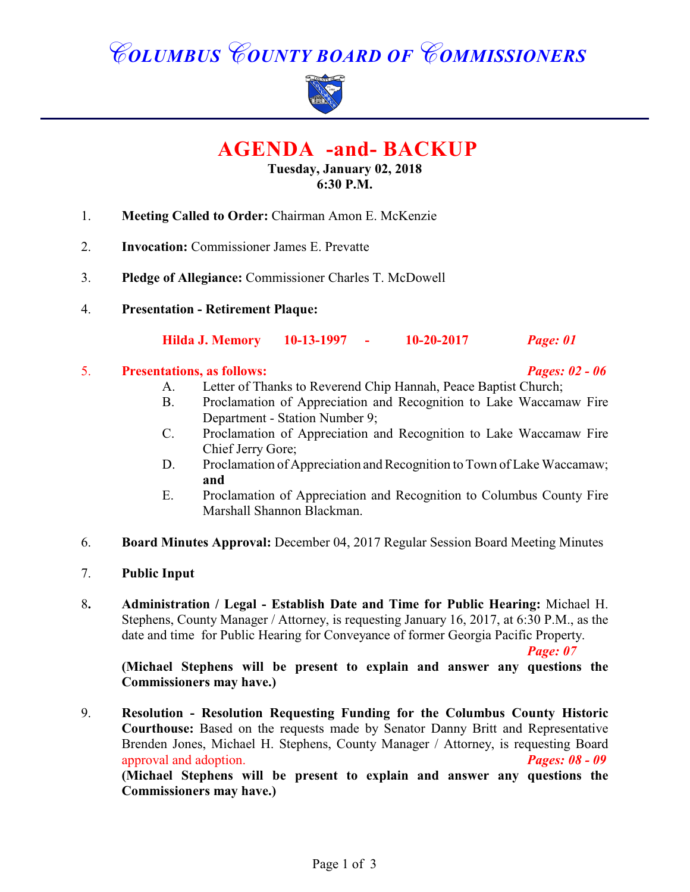# *COLUMBUS COUNTY BOARD OF COMMISSIONERS*

## AGENDA -and- BACKUP

**Tuesday, January 02, 2018**
**6:30 P.M.**

1. **Meeting Called to Order:** Chairman Amon E. McKenzie

2. **Invocation:** Commissioner James E. Prevatte

3. **Pledge of Allegiance:** Commissioner Charles T. McDowell

4. **Presentation - Retirement Plaque:**

   **Hilda J. Memory 10-13-1997 - 10-20-2017** ***Page: 01***

5. **Presentations, as follows:** ***Pages: 02 - 06***
   - A. Letter of Thanks to Reverend Chip Hannah, Peace Baptist Church;
   - B. Proclamation of Appreciation and Recognition to Lake Waccamaw Fire Department - Station Number 9;
   - C. Proclamation of Appreciation and Recognition to Lake Waccamaw Fire Chief Jerry Gore;
   - D. Proclamation of Appreciation and Recognition to Town of Lake Waccamaw; **and**
   - E. Proclamation of Appreciation and Recognition to Columbus County Fire Marshall Shannon Blackman.

6. **Board Minutes Approval:** December 04, 2017 Regular Session Board Meeting Minutes

7. **Public Input**

8. **Administration / Legal - Establish Date and Time for Public Hearing:** Michael H. Stephens, County Manager / Attorney, is requesting January 16, 2017, at 6:30 P.M., as the date and time for Public Hearing for Conveyance of former Georgia Pacific Property. ***Page: 07***

   **(Michael Stephens will be present to explain and answer any questions the Commissioners may have.)**

9. **Resolution - Resolution Requesting Funding for the Columbus County Historic Courthouse:** Based on the requests made by Senator Danny Britt and Representative Brenden Jones, Michael H. Stephens, County Manager / Attorney, is requesting Board approval and adoption. ***Pages: 08 - 09***

   **(Michael Stephens will be present to explain and answer any questions the Commissioners may have.)**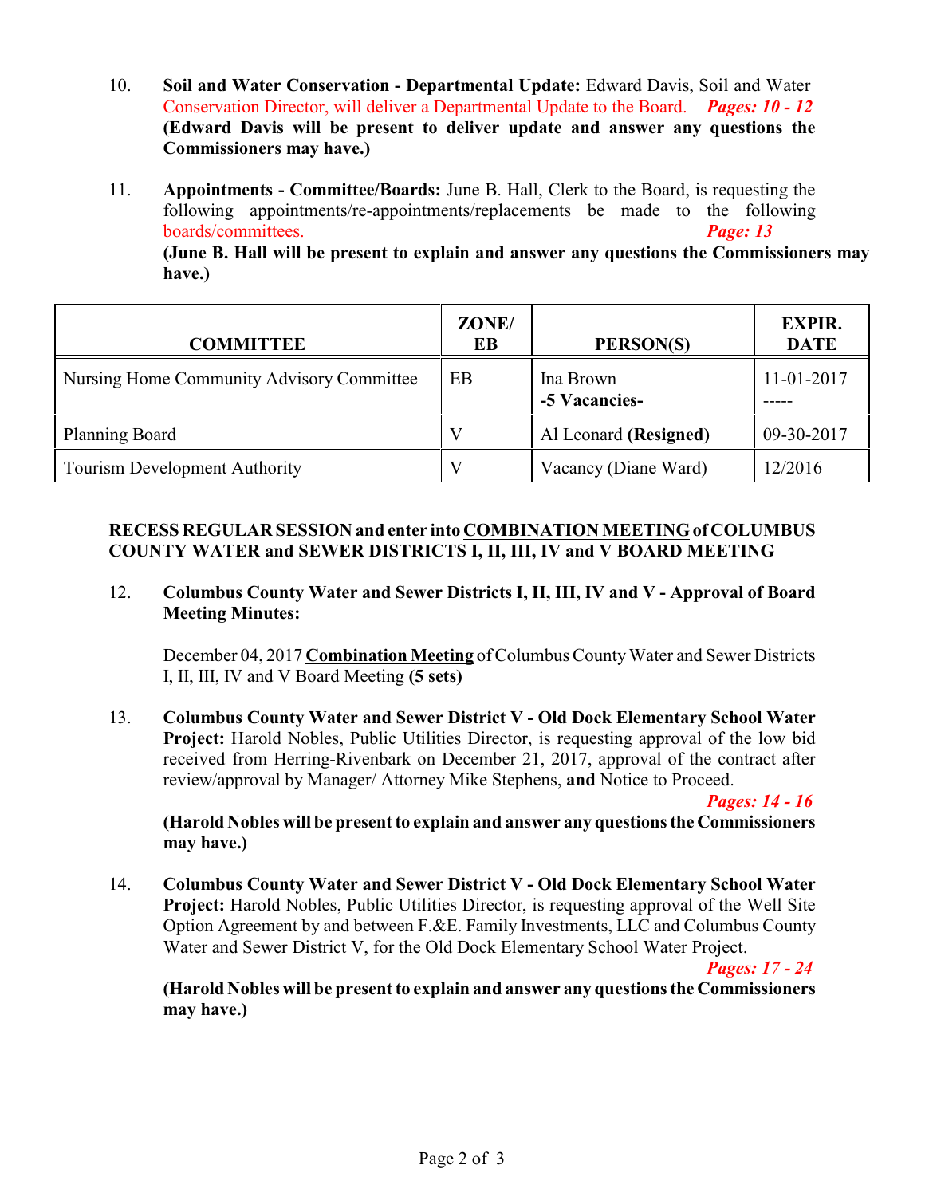10. **Soil and Water Conservation - Departmental Update:** Edward Davis, Soil and Water Conservation Director, will deliver a Departmental Update to the Board. ***Pages: 10 - 12*** **(Edward Davis will be present to deliver update and answer any questions the Commissioners may have.)**

11. **Appointments - Committee/Boards:** June B. Hall, Clerk to the Board, is requesting the following appointments/re-appointments/replacements be made to the following boards/committees. ***Page: 13*** **(June B. Hall will be present to explain and answer any questions the Commissioners may have.)**

| COMMITTEE | ZONE/ EB | PERSON(S) | EXPIR. DATE |
|---|---|---|---|
| Nursing Home Community Advisory Committee | EB | Ina Brown<br>**-5 Vacancies-** | 11-01-2017<br>----- |
| Planning Board | V | Al Leonard **(Resigned)** | 09-30-2017 |
| Tourism Development Authority | V | Vacancy (Diane Ward) | 12/2016 |

**RECESS REGULAR SESSION and enter into <u>COMBINATION MEETING</u> of COLUMBUS COUNTY WATER and SEWER DISTRICTS I, II, III, IV and V BOARD MEETING**

12. **Columbus County Water and Sewer Districts I, II, III, IV and V - Approval of Board Meeting Minutes:**

    December 04, 2017 **<u>Combination Meeting</u>** of Columbus County Water and Sewer Districts I, II, III, IV and V Board Meeting **(5 sets)**

13. **Columbus County Water and Sewer District V - Old Dock Elementary School Water Project:** Harold Nobles, Public Utilities Director, is requesting approval of the low bid received from Herring-Rivenbark on December 21, 2017, approval of the contract after review/approval by Manager/ Attorney Mike Stephens, **and** Notice to Proceed. ***Pages: 14 - 16*** **(Harold Nobles will be present to explain and answer any questions the Commissioners may have.)**

14. **Columbus County Water and Sewer District V - Old Dock Elementary School Water Project:** Harold Nobles, Public Utilities Director, is requesting approval of the Well Site Option Agreement by and between F.&E. Family Investments, LLC and Columbus County Water and Sewer District V, for the Old Dock Elementary School Water Project. ***Pages: 17 - 24*** **(Harold Nobles will be present to explain and answer any questions the Commissioners may have.)**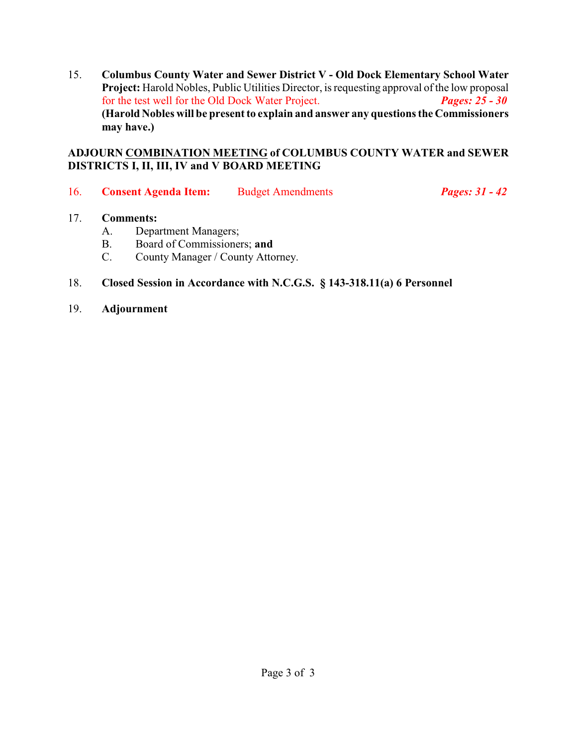15. **Columbus County Water and Sewer District V - Old Dock Elementary School Water Project:** Harold Nobles, Public Utilities Director, is requesting approval of the low proposal for the test well for the Old Dock Water Project. ***Pages: 25 - 30***
**(Harold Nobles will be present to explain and answer any questions the Commissioners may have.)**

**ADJOURN COMBINATION MEETING of COLUMBUS COUNTY WATER and SEWER DISTRICTS I, II, III, IV and V BOARD MEETING**

16. **Consent Agenda Item:** Budget Amendments ***Pages: 31 - 42***

17. **Comments:**
    A. Department Managers;
    B. Board of Commissioners; **and**
    C. County Manager / County Attorney.

18. **Closed Session in Accordance with N.C.G.S. § 143-318.11(a) 6 Personnel**

19. **Adjournment**